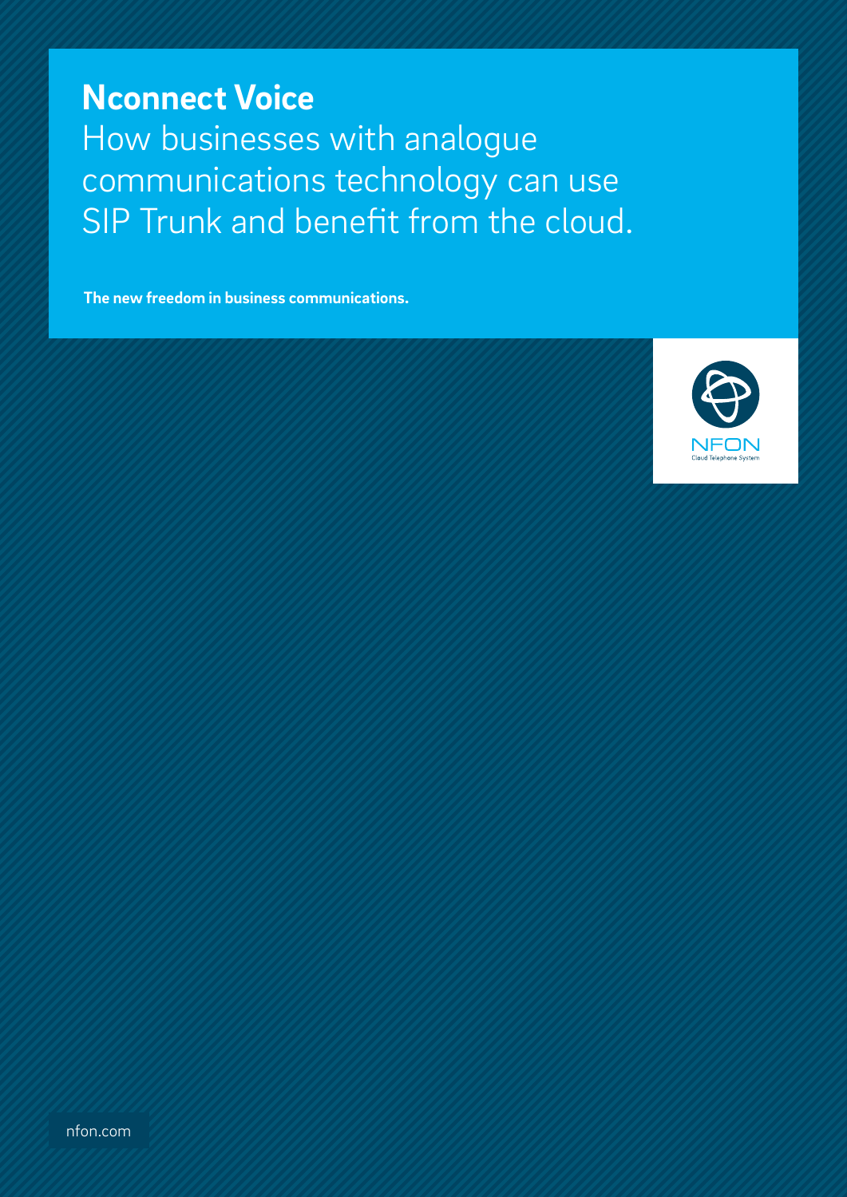# Nconnect Voice

How businesses with analogue communications technology can use SIP Trunk and benefit from the cloud.

**The new freedom in business communications.**

NFON

Cloud Telephone System

nfon.com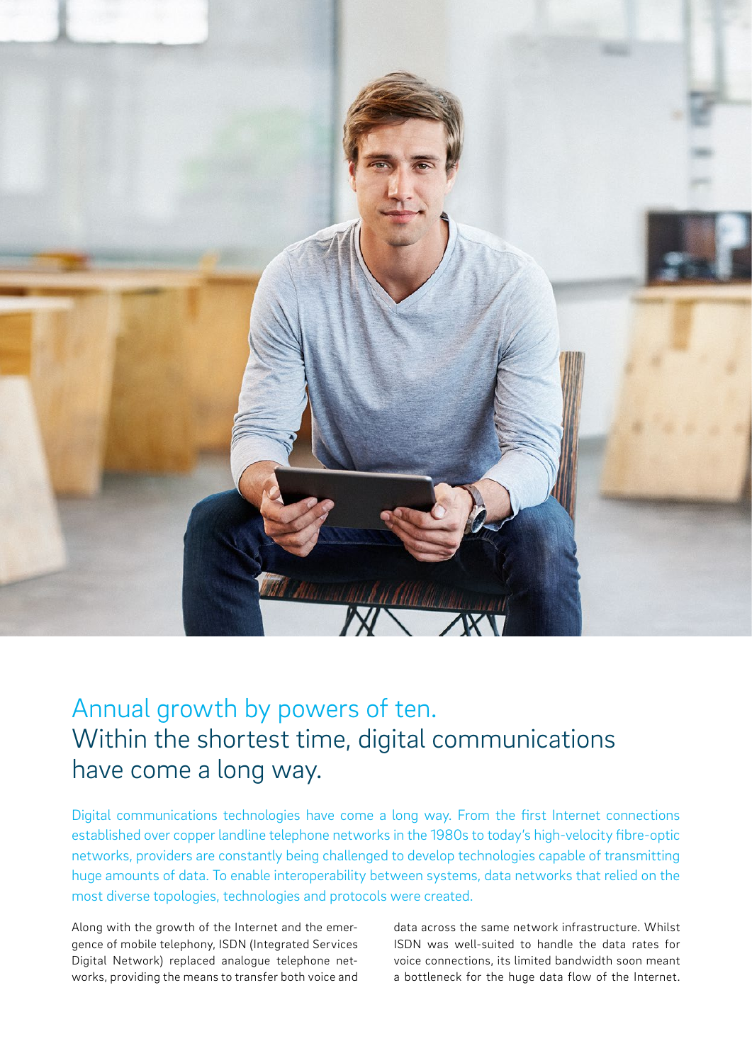# Annual growth by powers of ten.
## Within the shortest time, digital communications have come a long way.

Digital communications technologies have come a long way. From the first Internet connections established over copper landline telephone networks in the 1980s to today's high-velocity fibre-optic networks, providers are constantly being challenged to develop technologies capable of transmitting huge amounts of data. To enable interoperability between systems, data networks that relied on the most diverse topologies, technologies and protocols were created.

Along with the growth of the Internet and the emergence of mobile telephony, ISDN (Integrated Services Digital Network) replaced analogue telephone networks, providing the means to transfer both voice and data across the same network infrastructure. Whilst ISDN was well-suited to handle the data rates for voice connections, its limited bandwidth soon meant a bottleneck for the huge data flow of the Internet.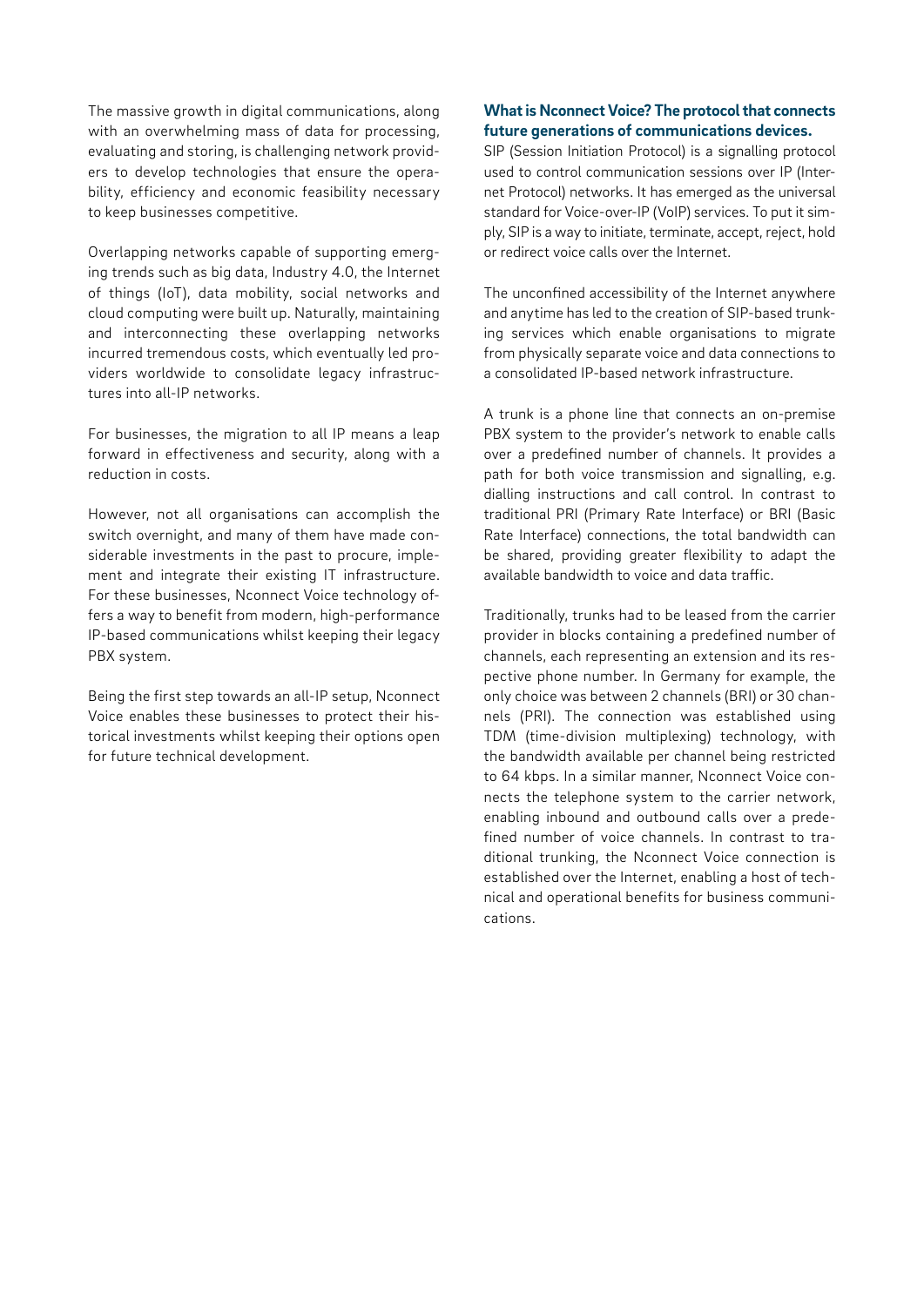The massive growth in digital communications, along with an overwhelming mass of data for processing, evaluating and storing, is challenging network providers to develop technologies that ensure the operability, efficiency and economic feasibility necessary to keep businesses competitive.

Overlapping networks capable of supporting emerging trends such as big data, Industry 4.0, the Internet of things (IoT), data mobility, social networks and cloud computing were built up. Naturally, maintaining and interconnecting these overlapping networks incurred tremendous costs, which eventually led providers worldwide to consolidate legacy infrastructures into all-IP networks.

For businesses, the migration to all IP means a leap forward in effectiveness and security, along with a reduction in costs.

However, not all organisations can accomplish the switch overnight, and many of them have made considerable investments in the past to procure, implement and integrate their existing IT infrastructure. For these businesses, Nconnect Voice technology offers a way to benefit from modern, high-performance IP-based communications whilst keeping their legacy PBX system.

Being the first step towards an all-IP setup, Nconnect Voice enables these businesses to protect their historical investments whilst keeping their options open for future technical development.

**What is Nconnect Voice? The protocol that connects future generations of communications devices.**

SIP (Session Initiation Protocol) is a signalling protocol used to control communication sessions over IP (Internet Protocol) networks. It has emerged as the universal standard for Voice-over-IP (VoIP) services. To put it simply, SIP is a way to initiate, terminate, accept, reject, hold or redirect voice calls over the Internet.

The unconfined accessibility of the Internet anywhere and anytime has led to the creation of SIP-based trunking services which enable organisations to migrate from physically separate voice and data connections to a consolidated IP-based network infrastructure.

A trunk is a phone line that connects an on-premise PBX system to the provider's network to enable calls over a predefined number of channels. It provides a path for both voice transmission and signalling, e.g. dialling instructions and call control. In contrast to traditional PRI (Primary Rate Interface) or BRI (Basic Rate Interface) connections, the total bandwidth can be shared, providing greater flexibility to adapt the available bandwidth to voice and data traffic.

Traditionally, trunks had to be leased from the carrier provider in blocks containing a predefined number of channels, each representing an extension and its respective phone number. In Germany for example, the only choice was between 2 channels (BRI) or 30 channels (PRI). The connection was established using TDM (time-division multiplexing) technology, with the bandwidth available per channel being restricted to 64 kbps. In a similar manner, Nconnect Voice connects the telephone system to the carrier network, enabling inbound and outbound calls over a predefined number of voice channels. In contrast to traditional trunking, the Nconnect Voice connection is established over the Internet, enabling a host of technical and operational benefits for business communications.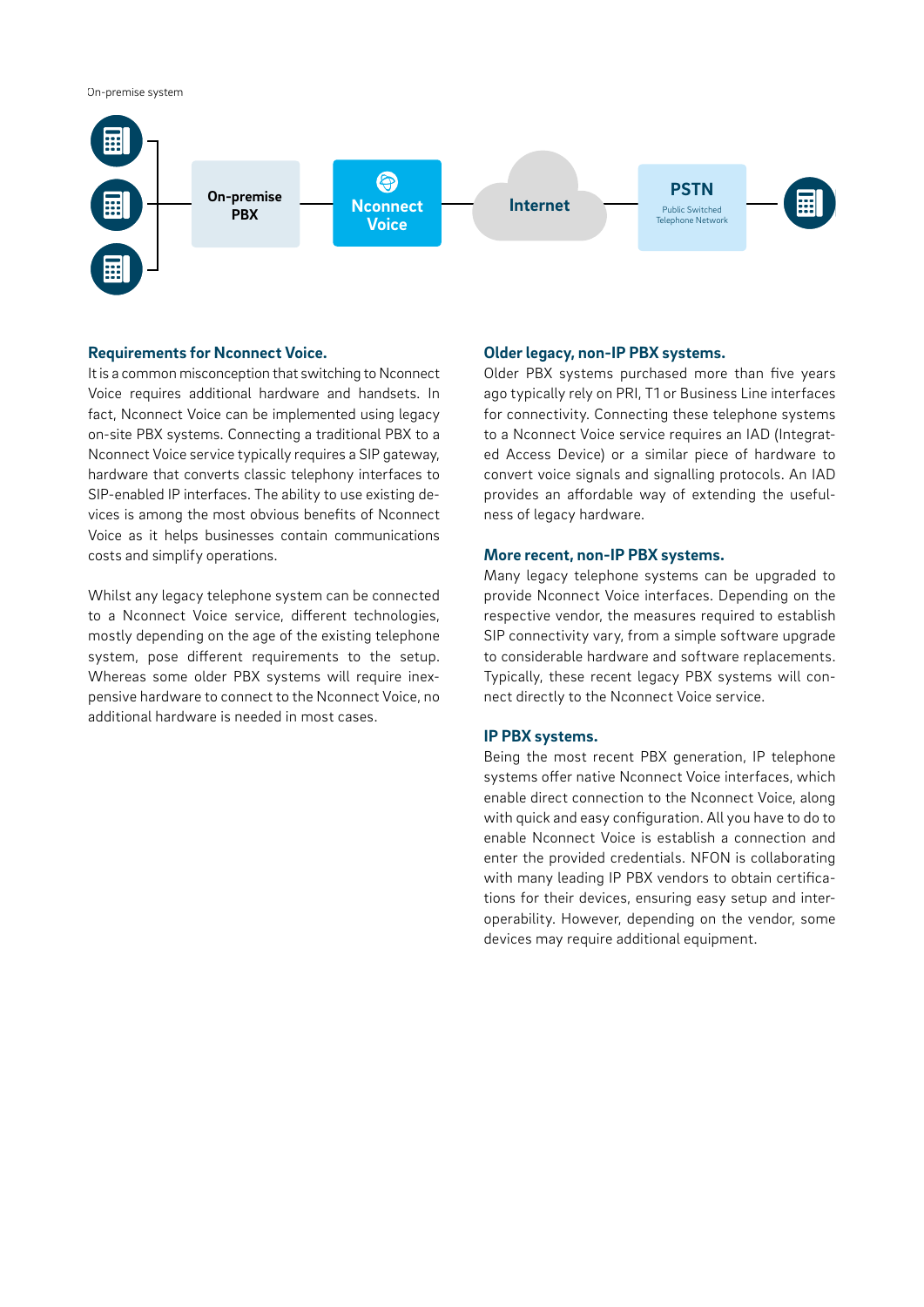On-premise system

On-premise PBX — Nconnect Voice — Internet — PSTN (Public Switched Telephone Network)

### Requirements for Nconnect Voice.

It is a common misconception that switching to Nconnect Voice requires additional hardware and handsets. In fact, Nconnect Voice can be implemented using legacy on-site PBX systems. Connecting a traditional PBX to a Nconnect Voice service typically requires a SIP gateway, hardware that converts classic telephony interfaces to SIP-enabled IP interfaces. The ability to use existing devices is among the most obvious benefits of Nconnect Voice as it helps businesses contain communications costs and simplify operations.

Whilst any legacy telephone system can be connected to a Nconnect Voice service, different technologies, mostly depending on the age of the existing telephone system, pose different requirements to the setup. Whereas some older PBX systems will require inexpensive hardware to connect to the Nconnect Voice, no additional hardware is needed in most cases.

### Older legacy, non-IP PBX systems.

Older PBX systems purchased more than five years ago typically rely on PRI, T1 or Business Line interfaces for connectivity. Connecting these telephone systems to a Nconnect Voice service requires an IAD (Integrated Access Device) or a similar piece of hardware to convert voice signals and signalling protocols. An IAD provides an affordable way of extending the usefulness of legacy hardware.

### More recent, non-IP PBX systems.

Many legacy telephone systems can be upgraded to provide Nconnect Voice interfaces. Depending on the respective vendor, the measures required to establish SIP connectivity vary, from a simple software upgrade to considerable hardware and software replacements. Typically, these recent legacy PBX systems will connect directly to the Nconnect Voice service.

### IP PBX systems.

Being the most recent PBX generation, IP telephone systems offer native Nconnect Voice interfaces, which enable direct connection to the Nconnect Voice, along with quick and easy configuration. All you have to do to enable Nconnect Voice is establish a connection and enter the provided credentials. NFON is collaborating with many leading IP PBX vendors to obtain certifications for their devices, ensuring easy setup and interoperability. However, depending on the vendor, some devices may require additional equipment.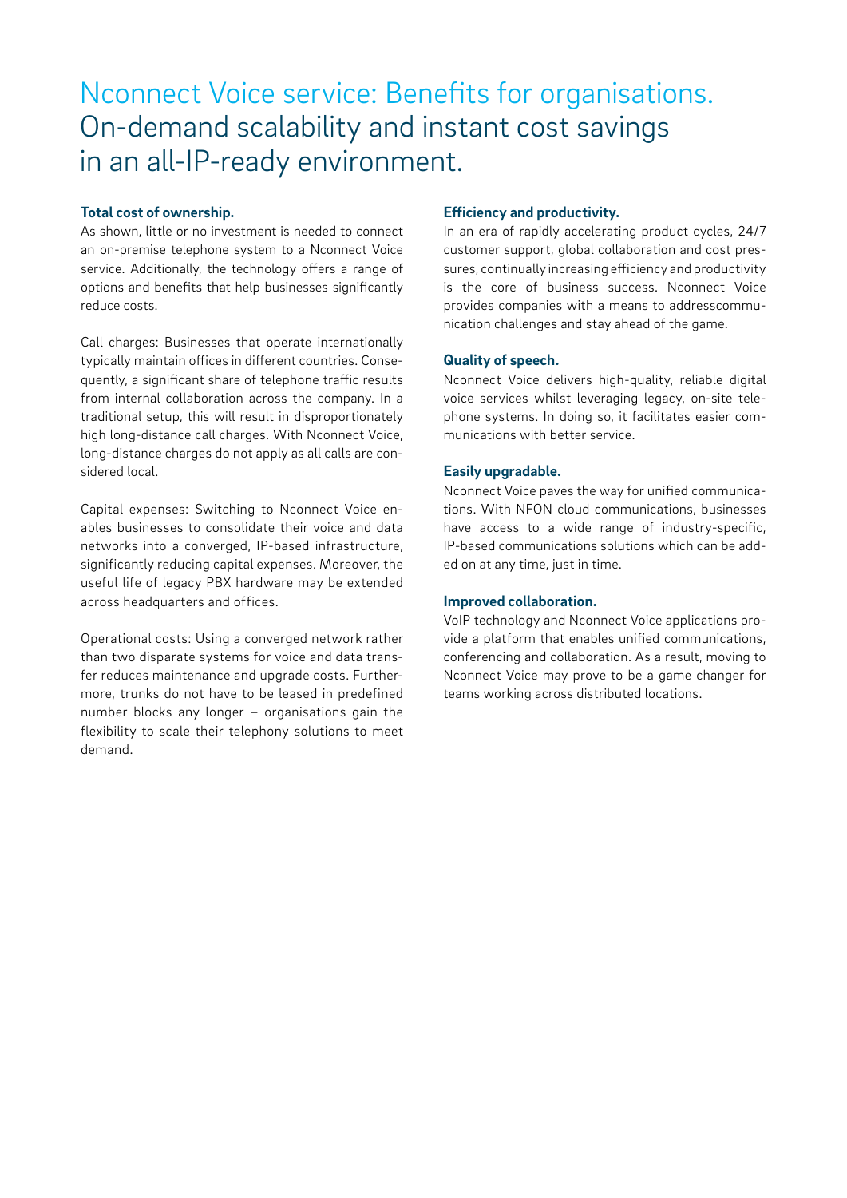# Nconnect Voice service: Benefits for organisations.

## On-demand scalability and instant cost savings in an all-IP-ready environment.

**Total cost of ownership.**

As shown, little or no investment is needed to connect an on-premise telephone system to a Nconnect Voice service. Additionally, the technology offers a range of options and benefits that help businesses significantly reduce costs.

Call charges: Businesses that operate internationally typically maintain offices in different countries. Consequently, a significant share of telephone traffic results from internal collaboration across the company. In a traditional setup, this will result in disproportionately high long-distance call charges. With Nconnect Voice, long-distance charges do not apply as all calls are considered local.

Capital expenses: Switching to Nconnect Voice enables businesses to consolidate their voice and data networks into a converged, IP-based infrastructure, significantly reducing capital expenses. Moreover, the useful life of legacy PBX hardware may be extended across headquarters and offices.

Operational costs: Using a converged network rather than two disparate systems for voice and data transfer reduces maintenance and upgrade costs. Furthermore, trunks do not have to be leased in predefined number blocks any longer – organisations gain the flexibility to scale their telephony solutions to meet demand.

**Efficiency and productivity.**

In an era of rapidly accelerating product cycles, 24/7 customer support, global collaboration and cost pressures, continually increasing efficiency and productivity is the core of business success. Nconnect Voice provides companies with a means to addresscommunication challenges and stay ahead of the game.

**Quality of speech.**

Nconnect Voice delivers high-quality, reliable digital voice services whilst leveraging legacy, on-site telephone systems. In doing so, it facilitates easier communications with better service.

**Easily upgradable.**

Nconnect Voice paves the way for unified communications. With NFON cloud communications, businesses have access to a wide range of industry-specific, IP-based communications solutions which can be added on at any time, just in time.

**Improved collaboration.**

VoIP technology and Nconnect Voice applications provide a platform that enables unified communications, conferencing and collaboration. As a result, moving to Nconnect Voice may prove to be a game changer for teams working across distributed locations.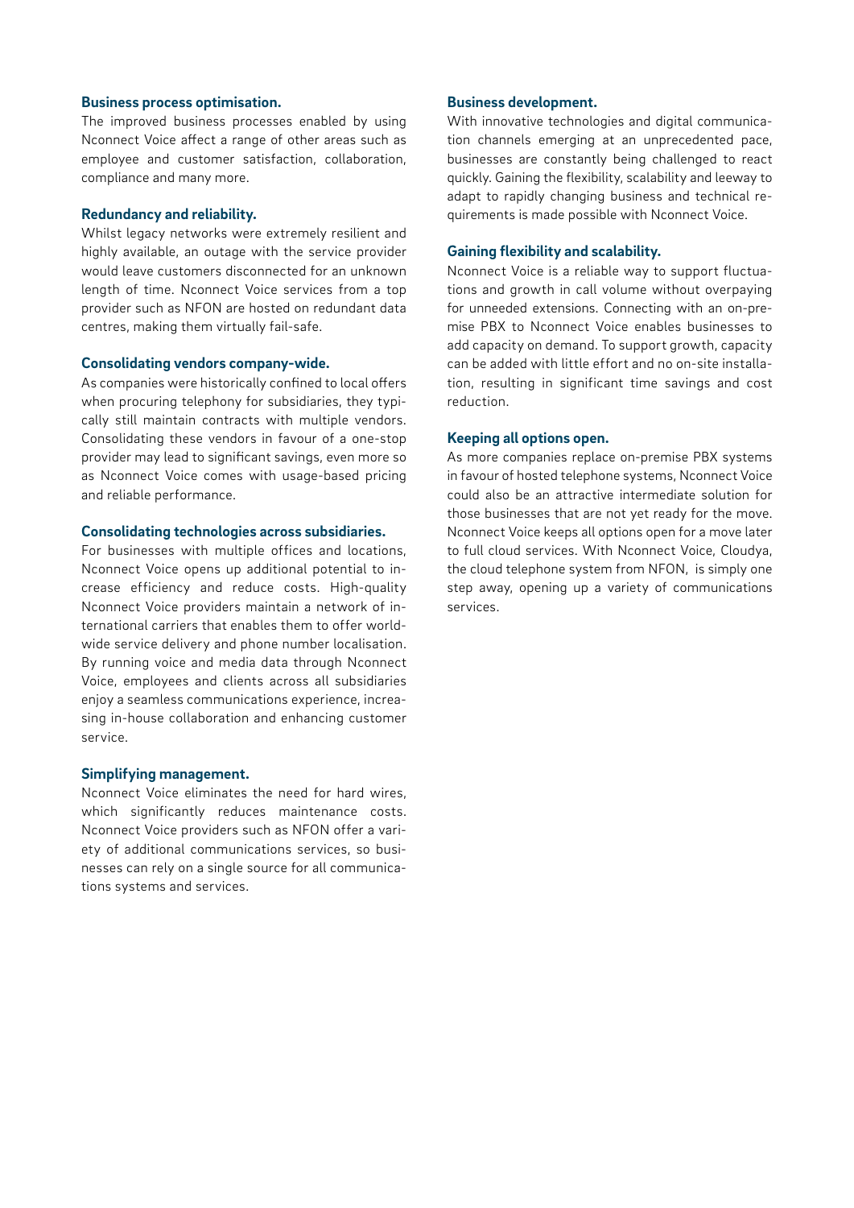**Business process optimisation.**

The improved business processes enabled by using Nconnect Voice affect a range of other areas such as employee and customer satisfaction, collaboration, compliance and many more.

**Redundancy and reliability.**

Whilst legacy networks were extremely resilient and highly available, an outage with the service provider would leave customers disconnected for an unknown length of time. Nconnect Voice services from a top provider such as NFON are hosted on redundant data centres, making them virtually fail-safe.

**Consolidating vendors company-wide.**

As companies were historically confined to local offers when procuring telephony for subsidiaries, they typically still maintain contracts with multiple vendors. Consolidating these vendors in favour of a one-stop provider may lead to significant savings, even more so as Nconnect Voice comes with usage-based pricing and reliable performance.

**Consolidating technologies across subsidiaries.**

For businesses with multiple offices and locations, Nconnect Voice opens up additional potential to increase efficiency and reduce costs. High-quality Nconnect Voice providers maintain a network of international carriers that enables them to offer worldwide service delivery and phone number localisation. By running voice and media data through Nconnect Voice, employees and clients across all subsidiaries enjoy a seamless communications experience, increasing in-house collaboration and enhancing customer service.

**Simplifying management.**

Nconnect Voice eliminates the need for hard wires, which significantly reduces maintenance costs. Nconnect Voice providers such as NFON offer a variety of additional communications services, so businesses can rely on a single source for all communications systems and services.

**Business development.**

With innovative technologies and digital communication channels emerging at an unprecedented pace, businesses are constantly being challenged to react quickly. Gaining the flexibility, scalability and leeway to adapt to rapidly changing business and technical requirements is made possible with Nconnect Voice.

**Gaining flexibility and scalability.**

Nconnect Voice is a reliable way to support fluctuations and growth in call volume without overpaying for unneeded extensions. Connecting with an on-premise PBX to Nconnect Voice enables businesses to add capacity on demand. To support growth, capacity can be added with little effort and no on-site installation, resulting in significant time savings and cost reduction.

**Keeping all options open.**

As more companies replace on-premise PBX systems in favour of hosted telephone systems, Nconnect Voice could also be an attractive intermediate solution for those businesses that are not yet ready for the move. Nconnect Voice keeps all options open for a move later to full cloud services. With Nconnect Voice, Cloudya, the cloud telephone system from NFON, is simply one step away, opening up a variety of communications services.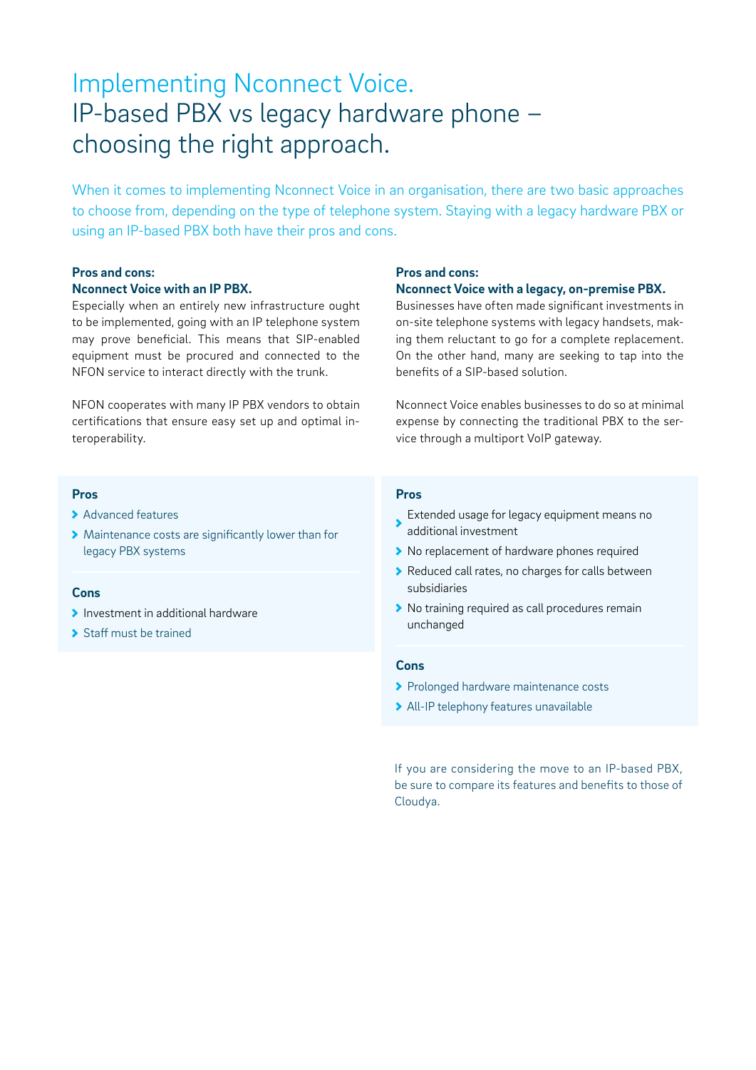# Implementing Nconnect Voice.

## IP-based PBX vs legacy hardware phone – choosing the right approach.

When it comes to implementing Nconnect Voice in an organisation, there are two basic approaches to choose from, depending on the type of telephone system. Staying with a legacy hardware PBX or using an IP-based PBX both have their pros and cons.

### Pros and cons: Nconnect Voice with an IP PBX.

Especially when an entirely new infrastructure ought to be implemented, going with an IP telephone system may prove beneficial. This means that SIP-enabled equipment must be procured and connected to the NFON service to interact directly with the trunk.

NFON cooperates with many IP PBX vendors to obtain certifications that ensure easy set up and optimal interoperability.

**Pros**

- Advanced features
- Maintenance costs are significantly lower than for legacy PBX systems

**Cons**

- Investment in additional hardware
- Staff must be trained

### Pros and cons: Nconnect Voice with a legacy, on-premise PBX.

Businesses have often made significant investments in on-site telephone systems with legacy handsets, making them reluctant to go for a complete replacement. On the other hand, many are seeking to tap into the benefits of a SIP-based solution.

Nconnect Voice enables businesses to do so at minimal expense by connecting the traditional PBX to the service through a multiport VoIP gateway.

**Pros**

- Extended usage for legacy equipment means no additional investment
- No replacement of hardware phones required
- Reduced call rates, no charges for calls between subsidiaries
- No training required as call procedures remain unchanged

**Cons**

- Prolonged hardware maintenance costs
- All-IP telephony features unavailable

If you are considering the move to an IP-based PBX, be sure to compare its features and benefits to those of Cloudya.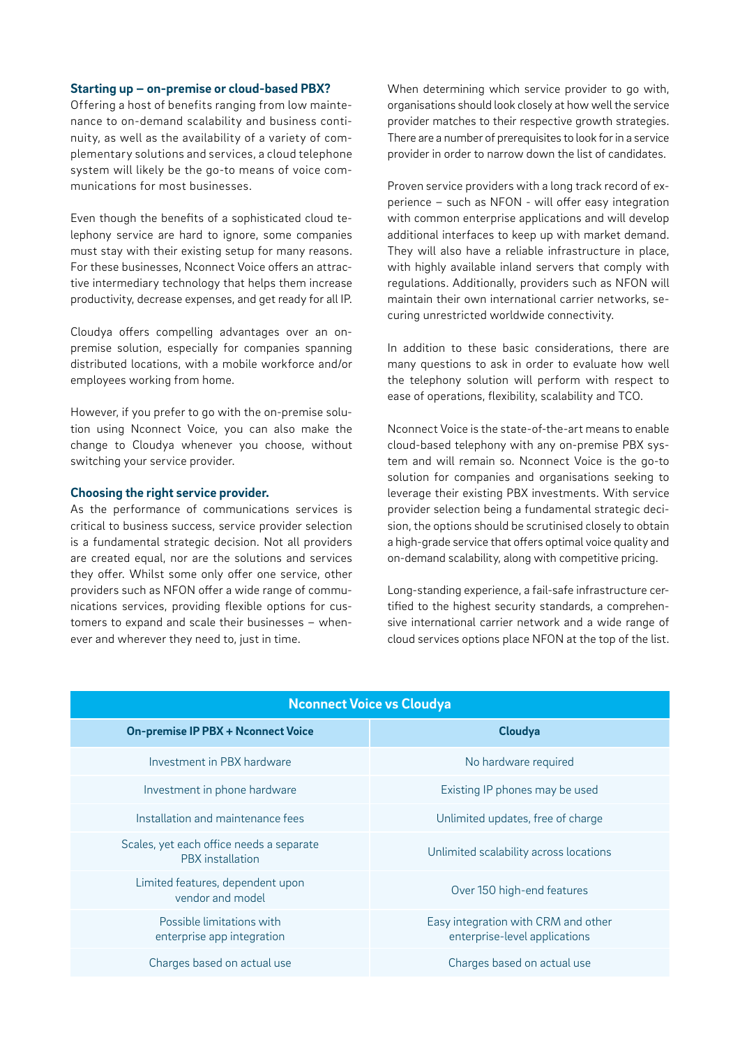### Starting up – on-premise or cloud-based PBX?

Offering a host of benefits ranging from low maintenance to on-demand scalability and business continuity, as well as the availability of a variety of complementary solutions and services, a cloud telephone system will likely be the go-to means of voice communications for most businesses.

Even though the benefits of a sophisticated cloud telephony service are hard to ignore, some companies must stay with their existing setup for many reasons. For these businesses, Nconnect Voice offers an attractive intermediary technology that helps them increase productivity, decrease expenses, and get ready for all IP.

Cloudya offers compelling advantages over an on-premise solution, especially for companies spanning distributed locations, with a mobile workforce and/or employees working from home.

However, if you prefer to go with the on-premise solution using Nconnect Voice, you can also make the change to Cloudya whenever you choose, without switching your service provider.

### Choosing the right service provider.

As the performance of communications services is critical to business success, service provider selection is a fundamental strategic decision. Not all providers are created equal, nor are the solutions and services they offer. Whilst some only offer one service, other providers such as NFON offer a wide range of communications services, providing flexible options for customers to expand and scale their businesses – whenever and wherever they need to, just in time.

When determining which service provider to go with, organisations should look closely at how well the service provider matches to their respective growth strategies. There are a number of prerequisites to look for in a service provider in order to narrow down the list of candidates.

Proven service providers with a long track record of experience – such as NFON - will offer easy integration with common enterprise applications and will develop additional interfaces to keep up with market demand. They will also have a reliable infrastructure in place, with highly available inland servers that comply with regulations. Additionally, providers such as NFON will maintain their own international carrier networks, securing unrestricted worldwide connectivity.

In addition to these basic considerations, there are many questions to ask in order to evaluate how well the telephony solution will perform with respect to ease of operations, flexibility, scalability and TCO.

Nconnect Voice is the state-of-the-art means to enable cloud-based telephony with any on-premise PBX system and will remain so. Nconnect Voice is the go-to solution for companies and organisations seeking to leverage their existing PBX investments. With service provider selection being a fundamental strategic decision, the options should be scrutinised closely to obtain a high-grade service that offers optimal voice quality and on-demand scalability, along with competitive pricing.

Long-standing experience, a fail-safe infrastructure certified to the highest security standards, a comprehensive international carrier network and a wide range of cloud services options place NFON at the top of the list.

**Nconnect Voice vs Cloudya**

| On-premise IP PBX + Nconnect Voice | Cloudya |
|---|---|
| Investment in PBX hardware | No hardware required |
| Investment in phone hardware | Existing IP phones may be used |
| Installation and maintenance fees | Unlimited updates, free of charge |
| Scales, yet each office needs a separate PBX installation | Unlimited scalability across locations |
| Limited features, dependent upon vendor and model | Over 150 high-end features |
| Possible limitations with enterprise app integration | Easy integration with CRM and other enterprise-level applications |
| Charges based on actual use | Charges based on actual use |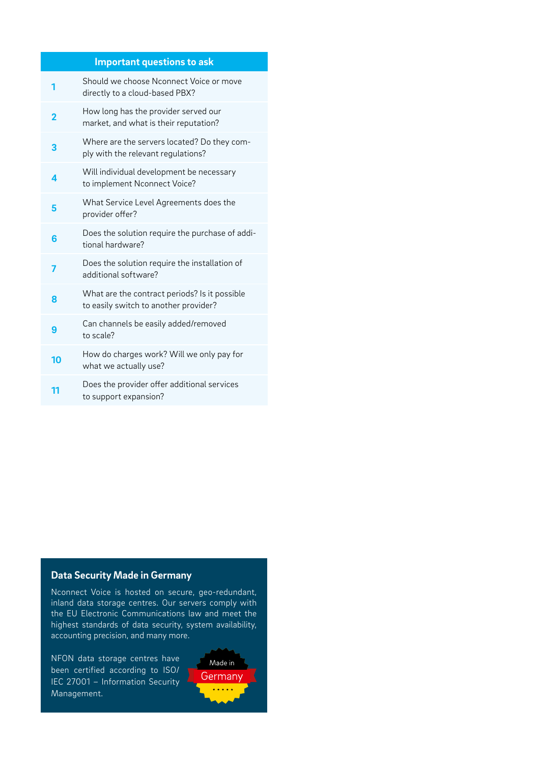| Important questions to ask | |
|---|---|
| 1 | Should we choose Nconnect Voice or move directly to a cloud-based PBX? |
| 2 | How long has the provider served our market, and what is their reputation? |
| 3 | Where are the servers located? Do they comply with the relevant regulations? |
| 4 | Will individual development be necessary to implement Nconnect Voice? |
| 5 | What Service Level Agreements does the provider offer? |
| 6 | Does the solution require the purchase of additional hardware? |
| 7 | Does the solution require the installation of additional software? |
| 8 | What are the contract periods? Is it possible to easily switch to another provider? |
| 9 | Can channels be easily added/removed to scale? |
| 10 | How do charges work? Will we only pay for what we actually use? |
| 11 | Does the provider offer additional services to support expansion? |

## Data Security Made in Germany

Nconnect Voice is hosted on secure, geo-redundant, inland data storage centres. Our servers comply with the EU Electronic Communications law and meet the highest standards of data security, system availability, accounting precision, and many more.

NFON data storage centres have been certified according to ISO/IEC 27001 – Information Security Management.

Made in Germany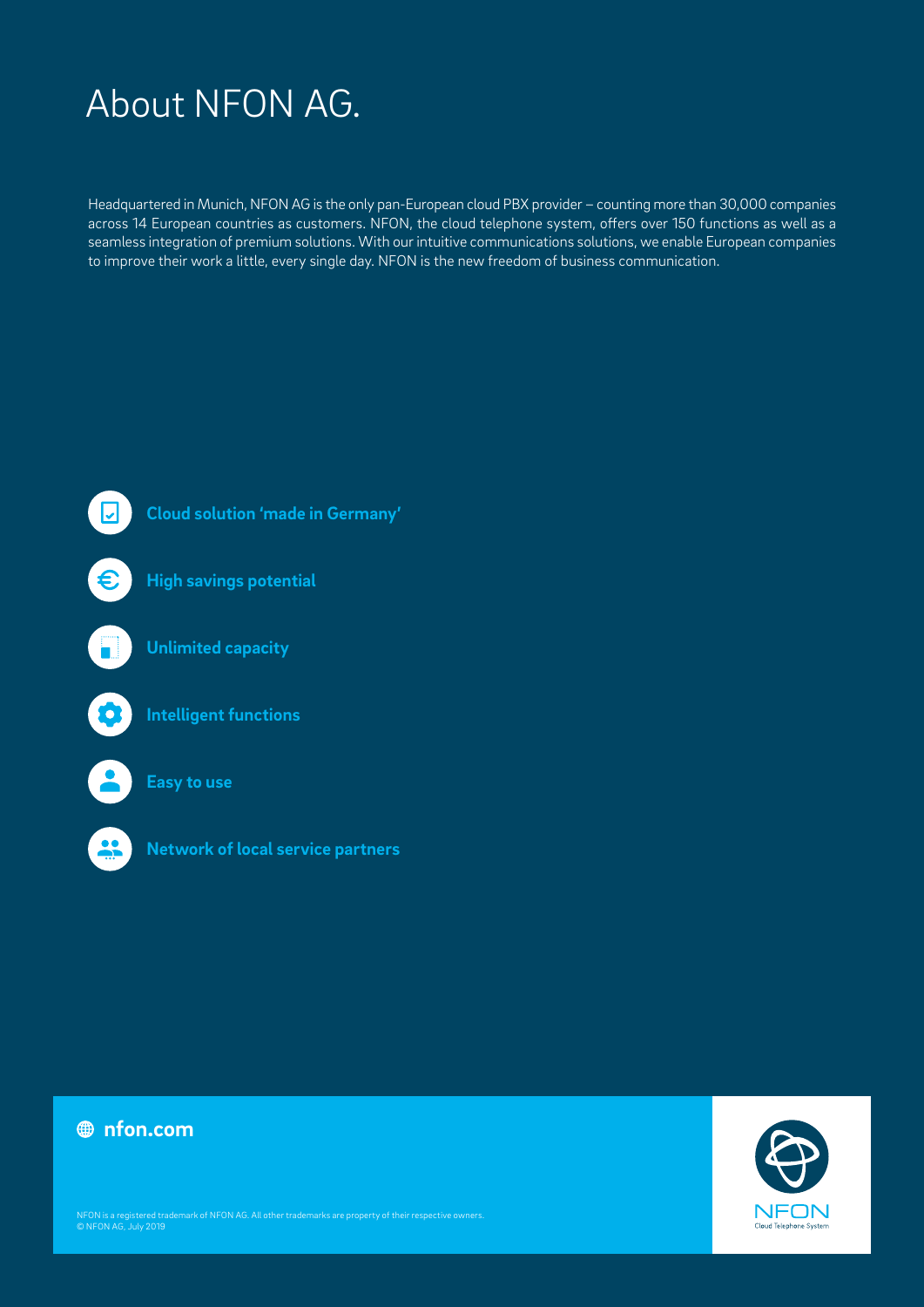# About NFON AG.

Headquartered in Munich, NFON AG is the only pan-European cloud PBX provider – counting more than 30,000 companies across 14 European countries as customers. NFON, the cloud telephone system, offers over 150 functions as well as a seamless integration of premium solutions. With our intuitive communications solutions, we enable European companies to improve their work a little, every single day. NFON is the new freedom of business communication.

- **Cloud solution 'made in Germany'**
- **High savings potential**
- **Unlimited capacity**
- **Intelligent functions**
- **Easy to use**
- **Network of local service partners**

**nfon.com**

NFON is a registered trademark of NFON AG. All other trademarks are property of their respective owners.
© NFON AG, July 2019

NFON
Cloud Telephone System